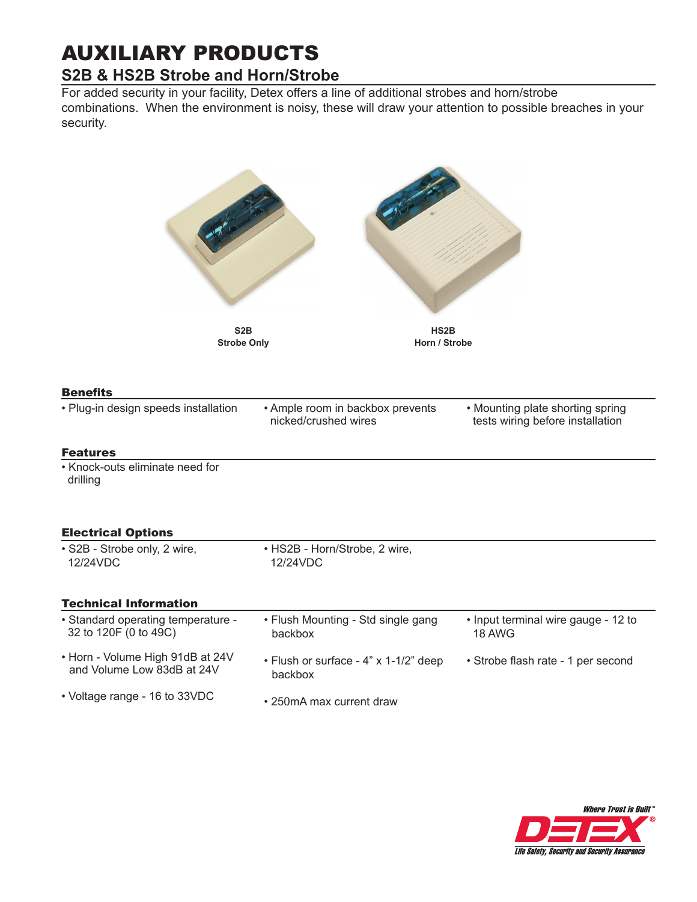# AUXILIARY PRODUCTS

## S2B & HS2B Strobe and Horn/Strobe

For added security in your facility, Detex offers a line of additional strobes and horn/strobe combinations. When the environment is noisy, these will draw your attention to possible breaches in your security.

**S2B**
**Strobe Only**

**HS2B**
**Horn / Strobe**

### Benefits

- Plug-in design speeds installation
- Ample room in backbox prevents nicked/crushed wires
- Mounting plate shorting spring tests wiring before installation

### Features

- Knock-outs eliminate need for drilling

### Electrical Options

- S2B - Strobe only, 2 wire, 12/24VDC
- HS2B - Horn/Strobe, 2 wire, 12/24VDC

### Technical Information

- Standard operating temperature - 32 to 120F (0 to 49C)
- Horn - Volume High 91dB at 24V and Volume Low 83dB at 24V
- Voltage range - 16 to 33VDC
- Flush Mounting - Std single gang backbox
- Flush or surface - 4" x 1-1/2" deep backbox
- 250mA max current draw
- Input terminal wire gauge - 12 to 18 AWG
- Strobe flash rate - 1 per second

Where Trust is Built™
DETEX®
Life Safety, Security and Security Assurance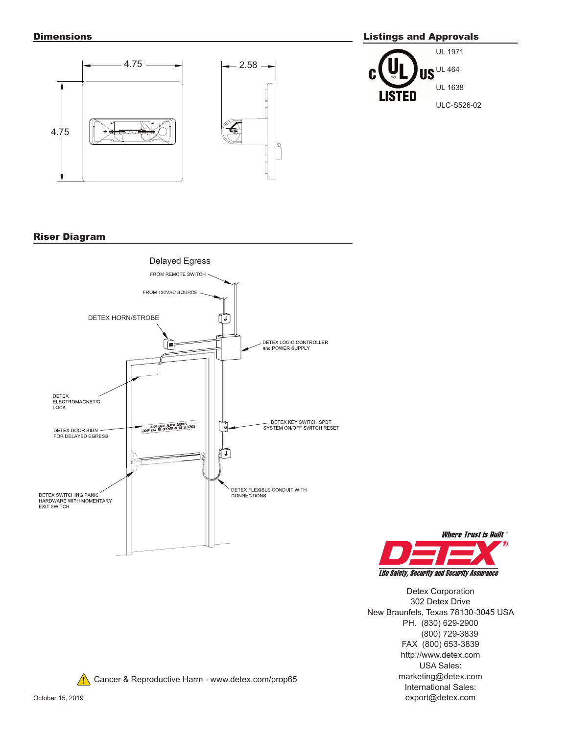## Dimensions

4.75

4.75

2.58

## Listings and Approvals

c UL US LISTED

UL 1971

UL 464

UL 1638

ULC-S526-02

## Riser Diagram

Delayed Egress

FROM REMOTE SWITCH

FROM 120VAC SOURCE

DETEX HORN/STROBE

DETEX LOGIC CONTROLLER and POWER SUPPLY

DETEX ELECTROMAGNETIC LOCK

DETEX DOOR SIGN FOR DELAYED EGRESS

PUSH UNTIL ALARM SOUNDS DOOR CAN BE OPENED IN 15 SECONDS

DETEX KEY SWITCH SPDT SYSTEM ON/OFF SWITCH RESET

DETEX SWITCHING PANIC HARDWARE WITH MOMENTARY EXIT SWITCH

DETEX FLEXIBLE CONDUIT WITH CONNECTIONS

*Where Trust is Built*™

DETEX®

*Life Safety, Security and Security Assurance*

Detex Corporation
302 Detex Drive
New Braunfels, Texas 78130-3045 USA
PH. (830) 629-2900
(800) 729-3839
FAX (800) 653-3839
http://www.detex.com
USA Sales:
marketing@detex.com
International Sales:
export@detex.com

Cancer & Reproductive Harm - www.detex.com/prop65

October 15, 2019